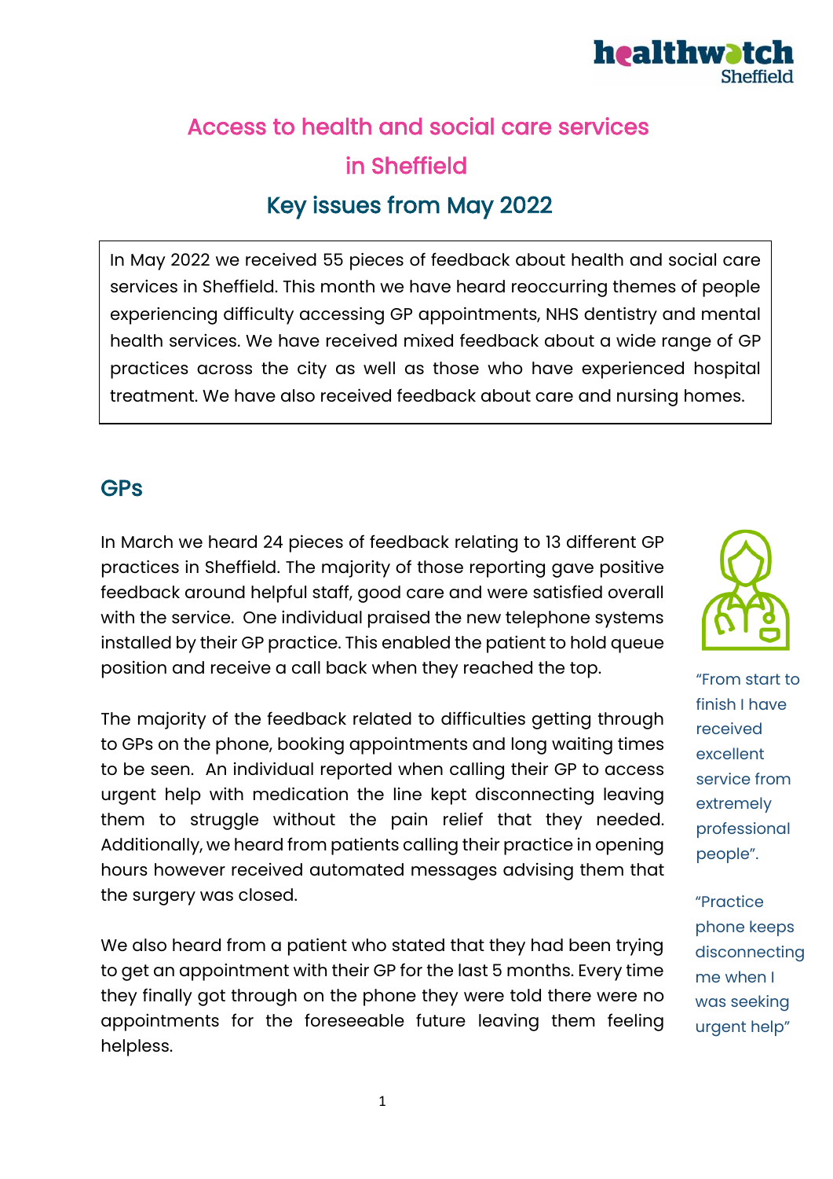# Access to health and social care services in Sheffield

## Key issues from May 2022

In May 2022 we received 55 pieces of feedback about health and social care services in Sheffield. This month we have heard reoccurring themes of people experiencing difficulty accessing GP appointments, NHS dentistry and mental health services. We have received mixed feedback about a wide range of GP practices across the city as well as those who have experienced hospital treatment. We have also received feedback about care and nursing homes.

## GPs

In March we heard 24 pieces of feedback relating to 13 different GP practices in Sheffield. The majority of those reporting gave positive feedback around helpful staff, good care and were satisfied overall with the service. One individual praised the new telephone systems installed by their GP practice. This enabled the patient to hold queue position and receive a call back when they reached the top.

The majority of the feedback related to difficulties getting through to GPs on the phone, booking appointments and long waiting times to be seen. An individual reported when calling their GP to access urgent help with medication the line kept disconnecting leaving them to struggle without the pain relief that they needed. Additionally, we heard from patients calling their practice in opening hours however received automated messages advising them that the surgery was closed.

We also heard from a patient who stated that they had been trying to get an appointment with their GP for the last 5 months. Every time they finally got through on the phone they were told there were no appointments for the foreseeable future leaving them feeling helpless.

"From start to finish I have received excellent service from extremely professional people".

"Practice phone keeps disconnecting me when I was seeking urgent help"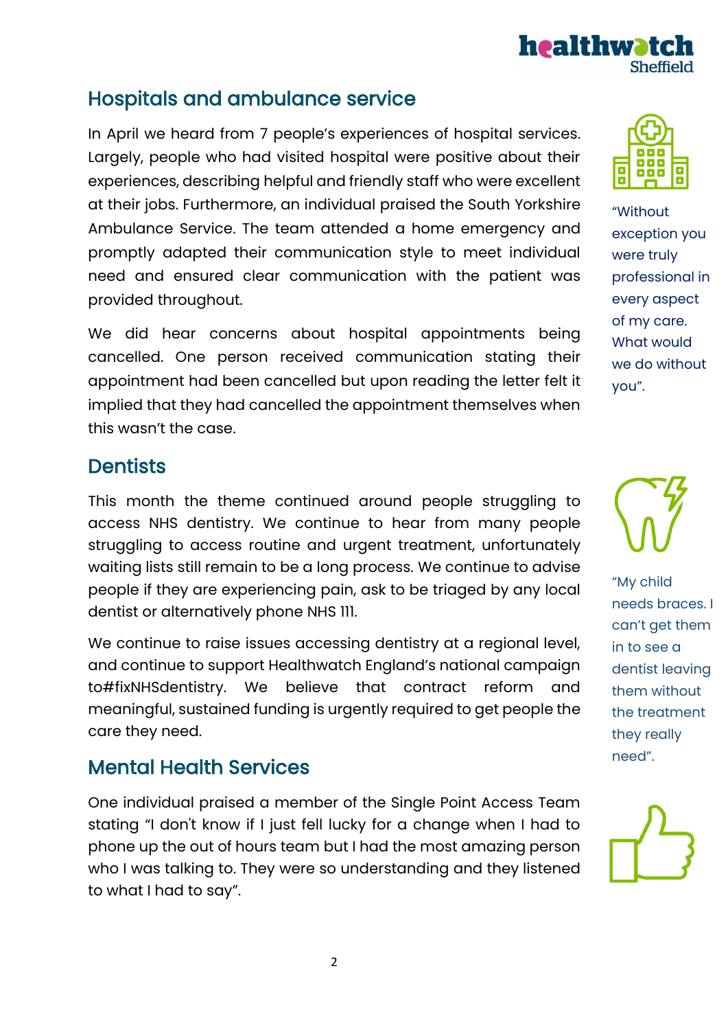## Hospitals and ambulance service

In April we heard from 7 people's experiences of hospital services. Largely, people who had visited hospital were positive about their experiences, describing helpful and friendly staff who were excellent at their jobs. Furthermore, an individual praised the South Yorkshire Ambulance Service. The team attended a home emergency and promptly adapted their communication style to meet individual need and ensured clear communication with the patient was provided throughout.

"Without exception you were truly professional in every aspect of my care. What would we do without you".

We did hear concerns about hospital appointments being cancelled. One person received communication stating their appointment had been cancelled but upon reading the letter felt it implied that they had cancelled the appointment themselves when this wasn't the case.

## Dentists

This month the theme continued around people struggling to access NHS dentistry. We continue to hear from many people struggling to access routine and urgent treatment, unfortunately waiting lists still remain to be a long process. We continue to advise people if they are experiencing pain, ask to be triaged by any local dentist or alternatively phone NHS 111.

We continue to raise issues accessing dentistry at a regional level, and continue to support Healthwatch England's national campaign to#fixNHSdentistry. We believe that contract reform and meaningful, sustained funding is urgently required to get people the care they need.

"My child needs braces. I can't get them in to see a dentist leaving them without the treatment they really need".

## Mental Health Services

One individual praised a member of the Single Point Access Team stating "I don't know if I just fell lucky for a change when I had to phone up the out of hours team but I had the most amazing person who I was talking to. They were so understanding and they listened to what I had to say".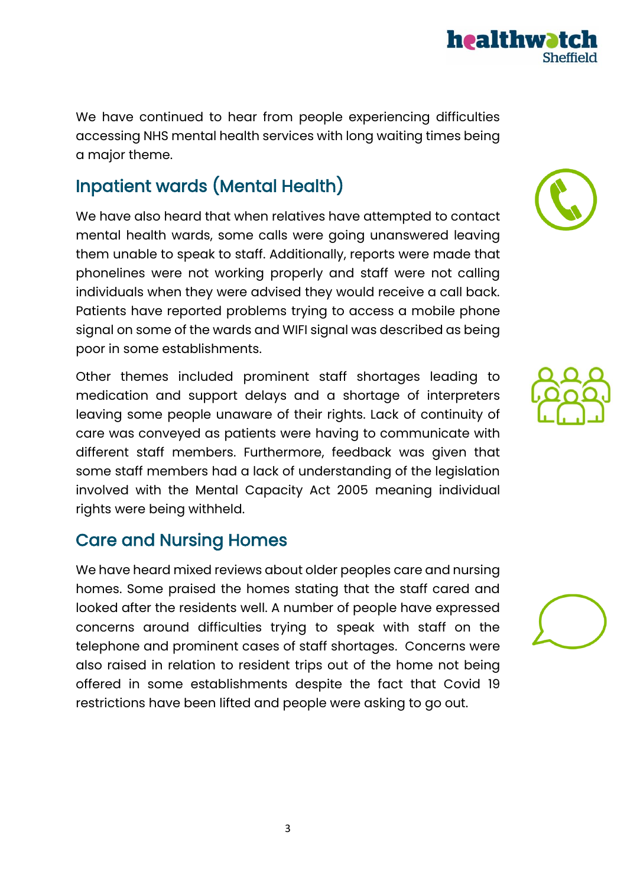We have continued to hear from people experiencing difficulties accessing NHS mental health services with long waiting times being a major theme.

## Inpatient wards (Mental Health)

We have also heard that when relatives have attempted to contact mental health wards, some calls were going unanswered leaving them unable to speak to staff. Additionally, reports were made that phonelines were not working properly and staff were not calling individuals when they were advised they would receive a call back. Patients have reported problems trying to access a mobile phone signal on some of the wards and WIFI signal was described as being poor in some establishments.

Other themes included prominent staff shortages leading to medication and support delays and a shortage of interpreters leaving some people unaware of their rights. Lack of continuity of care was conveyed as patients were having to communicate with different staff members. Furthermore, feedback was given that some staff members had a lack of understanding of the legislation involved with the Mental Capacity Act 2005 meaning individual rights were being withheld.

## Care and Nursing Homes

We have heard mixed reviews about older peoples care and nursing homes. Some praised the homes stating that the staff cared and looked after the residents well. A number of people have expressed concerns around difficulties trying to speak with staff on the telephone and prominent cases of staff shortages. Concerns were also raised in relation to resident trips out of the home not being offered in some establishments despite the fact that Covid 19 restrictions have been lifted and people were asking to go out.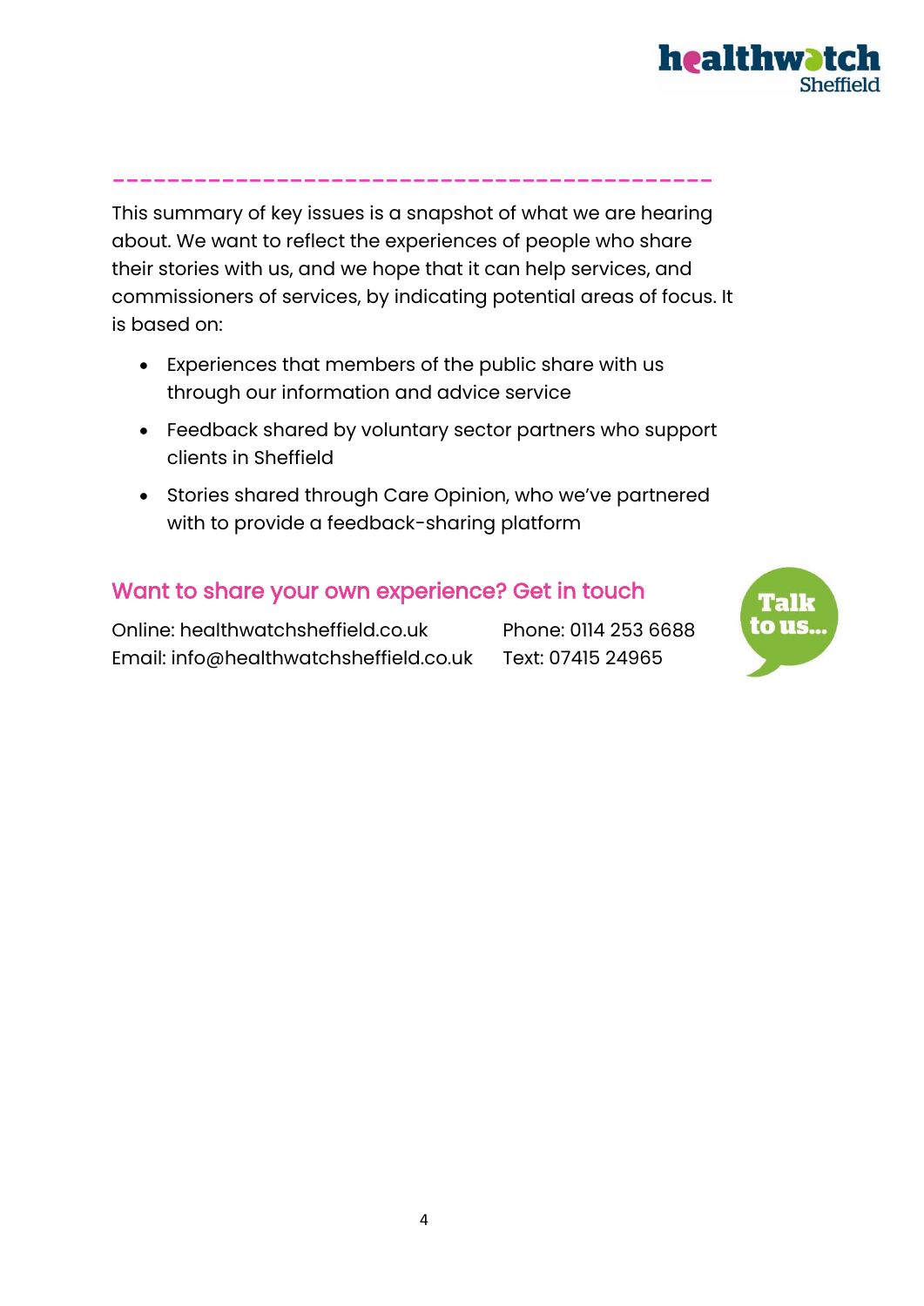This summary of key issues is a snapshot of what we are hearing about. We want to reflect the experiences of people who share their stories with us, and we hope that it can help services, and commissioners of services, by indicating potential areas of focus. It is based on:

- Experiences that members of the public share with us through our information and advice service
- Feedback shared by voluntary sector partners who support clients in Sheffield
- Stories shared through Care Opinion, who we've partnered with to provide a feedback-sharing platform

## Want to share your own experience? Get in touch

Online: healthwatchsheffield.co.uk
Email: info@healthwatchsheffield.co.uk
Phone: 0114 253 6688
Text: 07415 24965